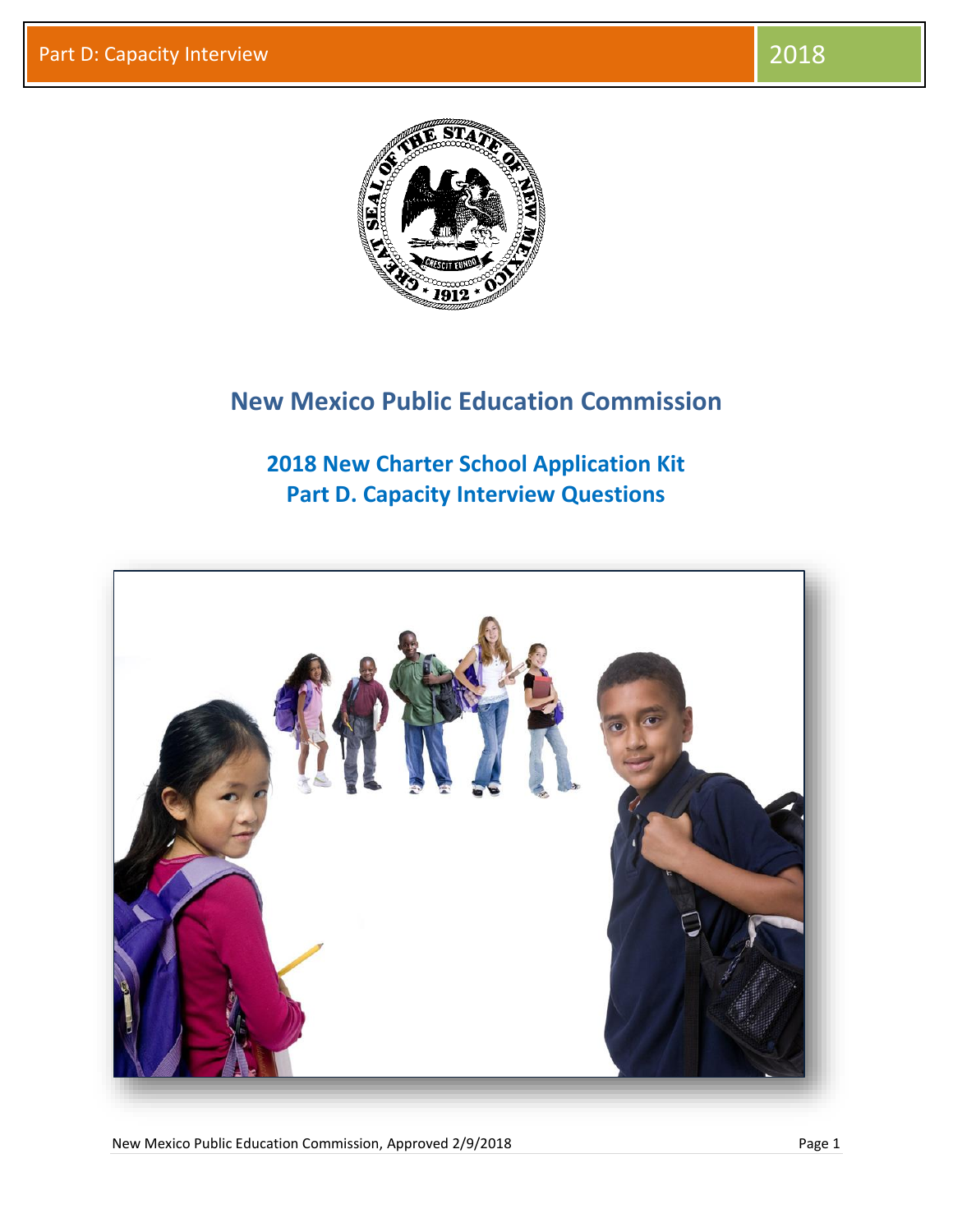# New Mexico Public Education Commission

## 2018 New Charter School Application Kit
## Part D. Capacity Interview Questions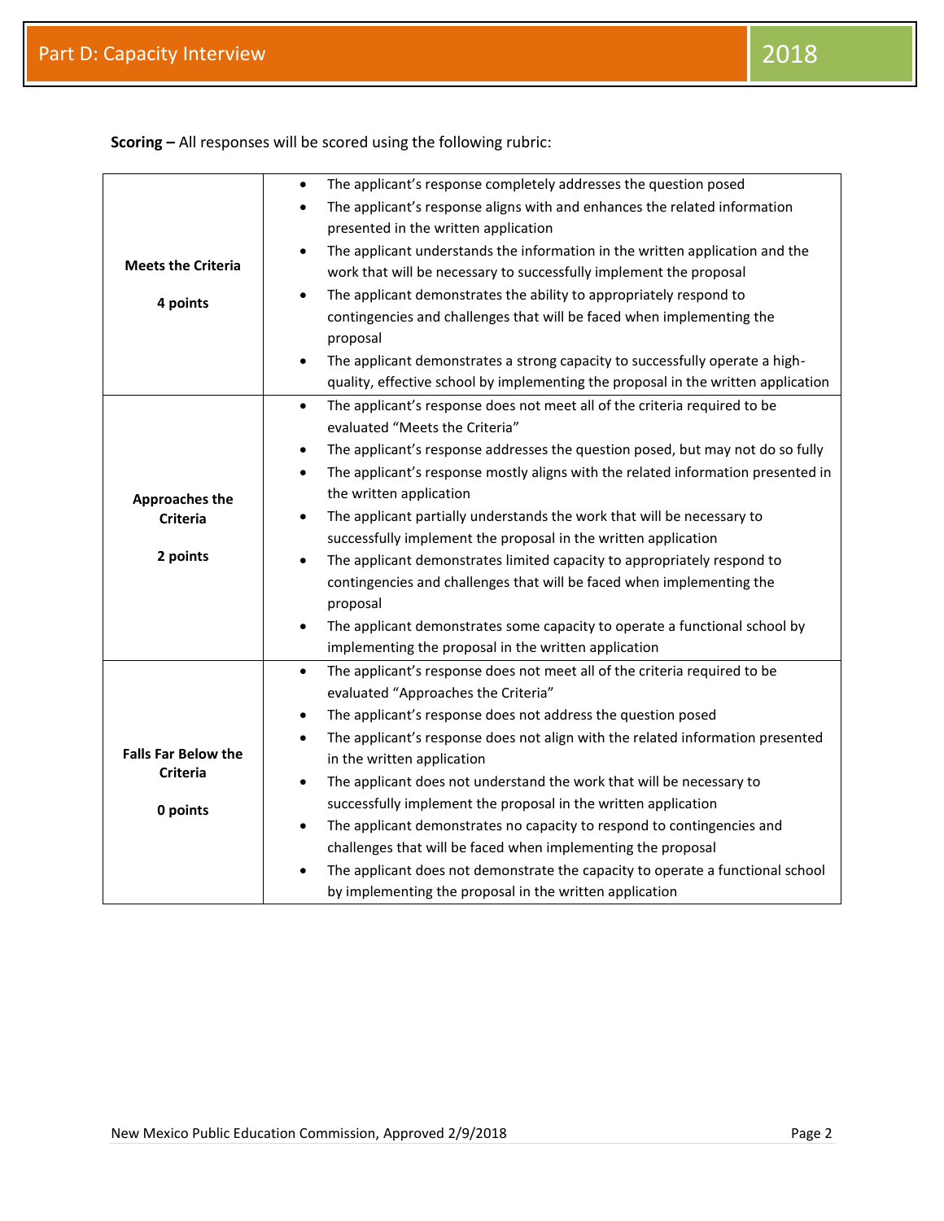**Scoring –** All responses will be scored using the following rubric:

| | |
|---|---|
| **Meets the Criteria**<br><br>**4 points** | • The applicant's response completely addresses the question posed<br>• The applicant's response aligns with and enhances the related information presented in the written application<br>• The applicant understands the information in the written application and the work that will be necessary to successfully implement the proposal<br>• The applicant demonstrates the ability to appropriately respond to contingencies and challenges that will be faced when implementing the proposal<br>• The applicant demonstrates a strong capacity to successfully operate a high-quality, effective school by implementing the proposal in the written application |
| **Approaches the Criteria**<br><br>**2 points** | • The applicant's response does not meet all of the criteria required to be evaluated "Meets the Criteria"<br>• The applicant's response addresses the question posed, but may not do so fully<br>• The applicant's response mostly aligns with the related information presented in the written application<br>• The applicant partially understands the work that will be necessary to successfully implement the proposal in the written application<br>• The applicant demonstrates limited capacity to appropriately respond to contingencies and challenges that will be faced when implementing the proposal<br>• The applicant demonstrates some capacity to operate a functional school by implementing the proposal in the written application |
| **Falls Far Below the Criteria**<br><br>**0 points** | • The applicant's response does not meet all of the criteria required to be evaluated "Approaches the Criteria"<br>• The applicant's response does not address the question posed<br>• The applicant's response does not align with the related information presented in the written application<br>• The applicant does not understand the work that will be necessary to successfully implement the proposal in the written application<br>• The applicant demonstrates no capacity to respond to contingencies and challenges that will be faced when implementing the proposal<br>• The applicant does not demonstrate the capacity to operate a functional school by implementing the proposal in the written application |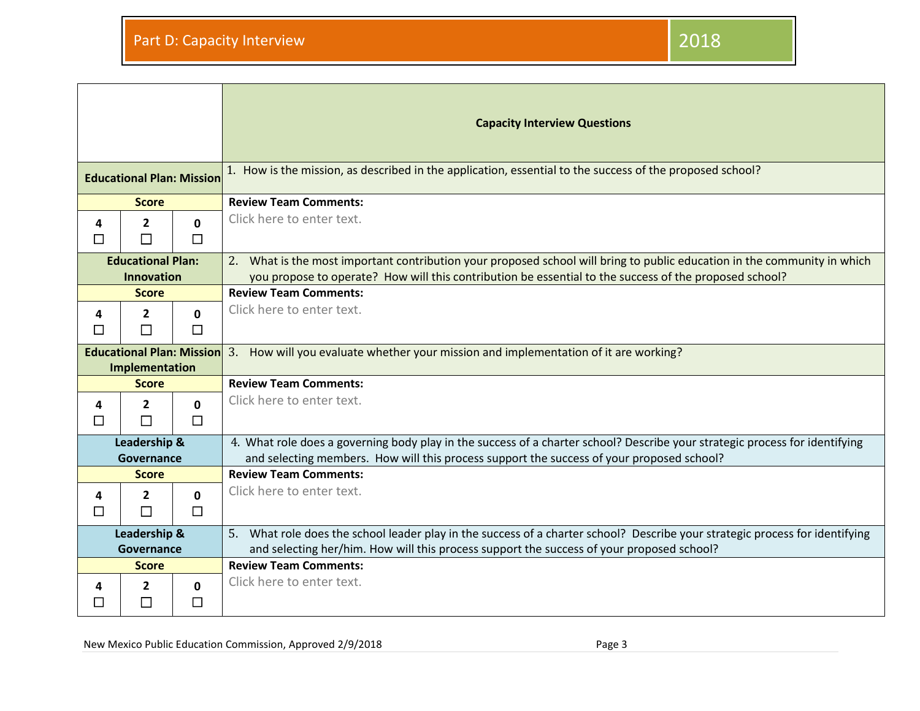# Part D: Capacity Interview 2018

| | | | Capacity Interview Questions |
|---|---|---|---|
| **Educational Plan: Mission** | | | 1. How is the mission, as described in the application, essential to the success of the proposed school? |
| **Score** | | | **Review Team Comments:** |
| **4** ☐ | **2** ☐ | **0** ☐ | Click here to enter text. |
| **Educational Plan: Innovation** | | | 2. What is the most important contribution your proposed school will bring to public education in the community in which you propose to operate? How will this contribution be essential to the success of the proposed school? |
| **Score** | | | **Review Team Comments:** |
| **4** ☐ | **2** ☐ | **0** ☐ | Click here to enter text. |
| **Educational Plan: Mission Implementation** | | | 3. How will you evaluate whether your mission and implementation of it are working? |
| **Score** | | | **Review Team Comments:** |
| **4** ☐ | **2** ☐ | **0** ☐ | Click here to enter text. |
| **Leadership & Governance** | | | 4. What role does a governing body play in the success of a charter school? Describe your strategic process for identifying and selecting members. How will this process support the success of your proposed school? |
| **Score** | | | **Review Team Comments:** |
| **4** ☐ | **2** ☐ | **0** ☐ | Click here to enter text. |
| **Leadership & Governance** | | | 5. What role does the school leader play in the success of a charter school? Describe your strategic process for identifying and selecting her/him. How will this process support the success of your proposed school? |
| **Score** | | | **Review Team Comments:** |
| **4** ☐ | **2** ☐ | **0** ☐ | Click here to enter text. |

New Mexico Public Education Commission, Approved 2/9/2018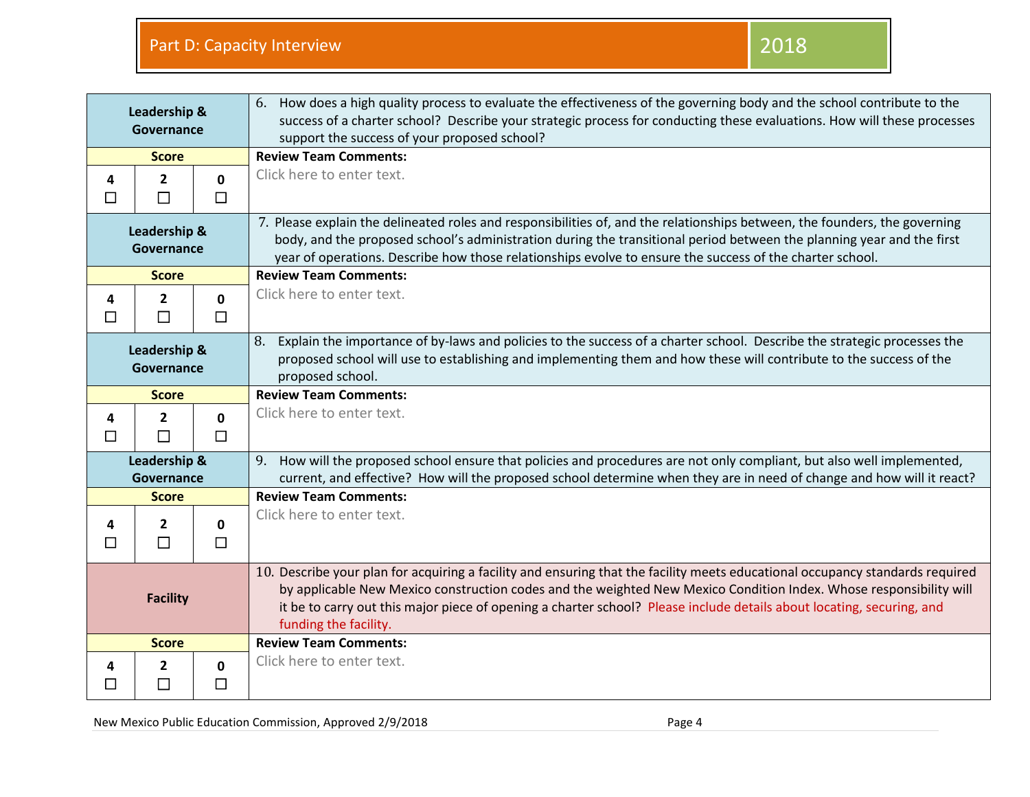## Part D: Capacity Interview 2018

| Leadership & Governance | | | 6. How does a high quality process to evaluate the effectiveness of the governing body and the school contribute to the success of a charter school? Describe your strategic process for conducting these evaluations. How will these processes support the success of your proposed school? |
|---|---|---|---|
| **Score** | | | **Review Team Comments:** |
| **4** ☐ | **2** ☐ | **0** ☐ | Click here to enter text. |

| Leadership & Governance | | | 7. Please explain the delineated roles and responsibilities of, and the relationships between, the founders, the governing body, and the proposed school's administration during the transitional period between the planning year and the first year of operations. Describe how those relationships evolve to ensure the success of the charter school. |
|---|---|---|---|
| **Score** | | | **Review Team Comments:** |
| **4** ☐ | **2** ☐ | **0** ☐ | Click here to enter text. |

| Leadership & Governance | | | 8. Explain the importance of by-laws and policies to the success of a charter school. Describe the strategic processes the proposed school will use to establishing and implementing them and how these will contribute to the success of the proposed school. |
|---|---|---|---|
| **Score** | | | **Review Team Comments:** |
| **4** ☐ | **2** ☐ | **0** ☐ | Click here to enter text. |

| Leadership & Governance | | | 9. How will the proposed school ensure that policies and procedures are not only compliant, but also well implemented, current, and effective? How will the proposed school determine when they are in need of change and how will it react? |
|---|---|---|---|
| **Score** | | | **Review Team Comments:** |
| **4** ☐ | **2** ☐ | **0** ☐ | Click here to enter text. |

| Facility | | | 10. Describe your plan for acquiring a facility and ensuring that the facility meets educational occupancy standards required by applicable New Mexico construction codes and the weighted New Mexico Condition Index. Whose responsibility will it be to carry out this major piece of opening a charter school? Please include details about locating, securing, and funding the facility. |
|---|---|---|---|
| **Score** | | | **Review Team Comments:** |
| **4** ☐ | **2** ☐ | **0** ☐ | Click here to enter text. |

New Mexico Public Education Commission, Approved 2/9/2018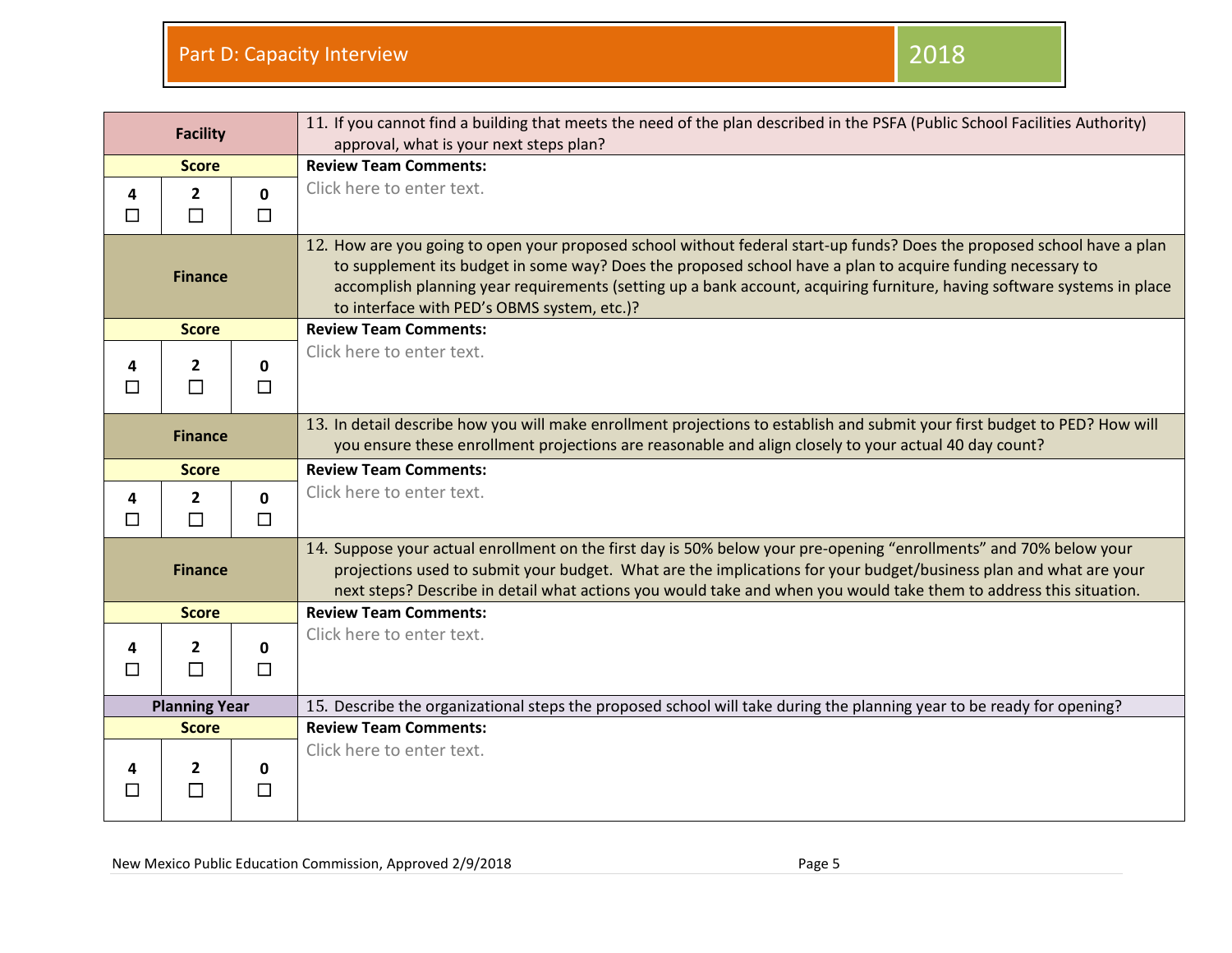## Part D: Capacity Interview — 2018

| Facility | | | 11. If you cannot find a building that meets the need of the plan described in the PSFA (Public School Facilities Authority) approval, what is your next steps plan? |
|---|---|---|---|
| **Score** | | | **Review Team Comments:** |
| 4 ☐ | 2 ☐ | 0 ☐ | Click here to enter text. |
| **Finance** | | | 12. How are you going to open your proposed school without federal start-up funds? Does the proposed school have a plan to supplement its budget in some way? Does the proposed school have a plan to acquire funding necessary to accomplish planning year requirements (setting up a bank account, acquiring furniture, having software systems in place to interface with PED's OBMS system, etc.)? |
| **Score** | | | **Review Team Comments:** |
| 4 ☐ | 2 ☐ | 0 ☐ | Click here to enter text. |
| **Finance** | | | 13. In detail describe how you will make enrollment projections to establish and submit your first budget to PED? How will you ensure these enrollment projections are reasonable and align closely to your actual 40 day count? |
| **Score** | | | **Review Team Comments:** |
| 4 ☐ | 2 ☐ | 0 ☐ | Click here to enter text. |
| **Finance** | | | 14. Suppose your actual enrollment on the first day is 50% below your pre-opening "enrollments" and 70% below your projections used to submit your budget. What are the implications for your budget/business plan and what are your next steps? Describe in detail what actions you would take and when you would take them to address this situation. |
| **Score** | | | **Review Team Comments:** |
| 4 ☐ | 2 ☐ | 0 ☐ | Click here to enter text. |
| **Planning Year** | | | 15. Describe the organizational steps the proposed school will take during the planning year to be ready for opening? |
| **Score** | | | **Review Team Comments:** |
| 4 ☐ | 2 ☐ | 0 ☐ | Click here to enter text. |

New Mexico Public Education Commission, Approved 2/9/2018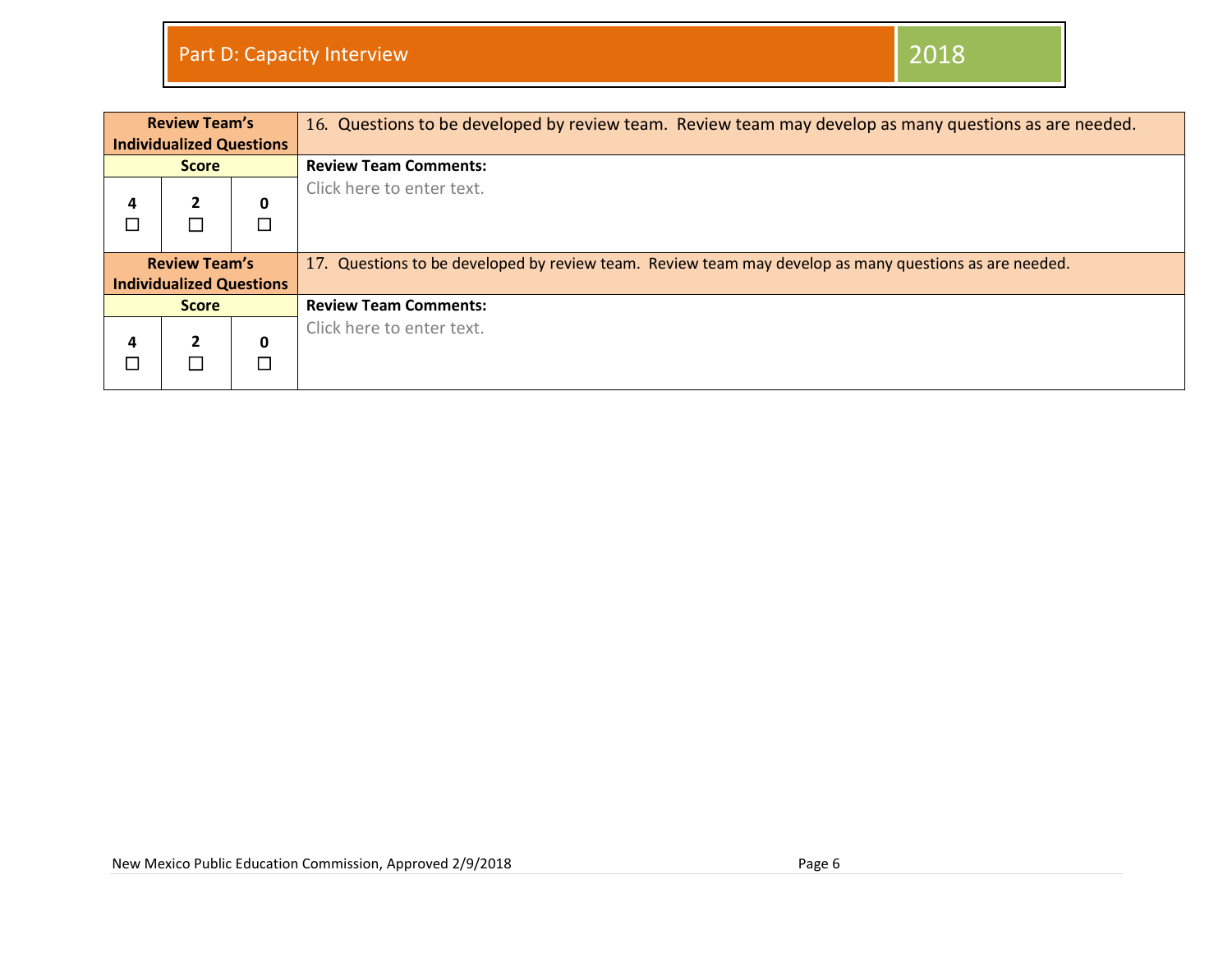| Review Team's Individualized Questions | | | 16. Questions to be developed by review team. Review team may develop as many questions as are needed. |
|---|---|---|---|
| Score | | | **Review Team Comments:** |
| 4 ☐ | 2 ☐ | 0 ☐ | Click here to enter text. |
| **Review Team's Individualized Questions** | | | 17. Questions to be developed by review team. Review team may develop as many questions as are needed. |
| **Score** | | | **Review Team Comments:** |
| 4 ☐ | 2 ☐ | 0 ☐ | Click here to enter text. |